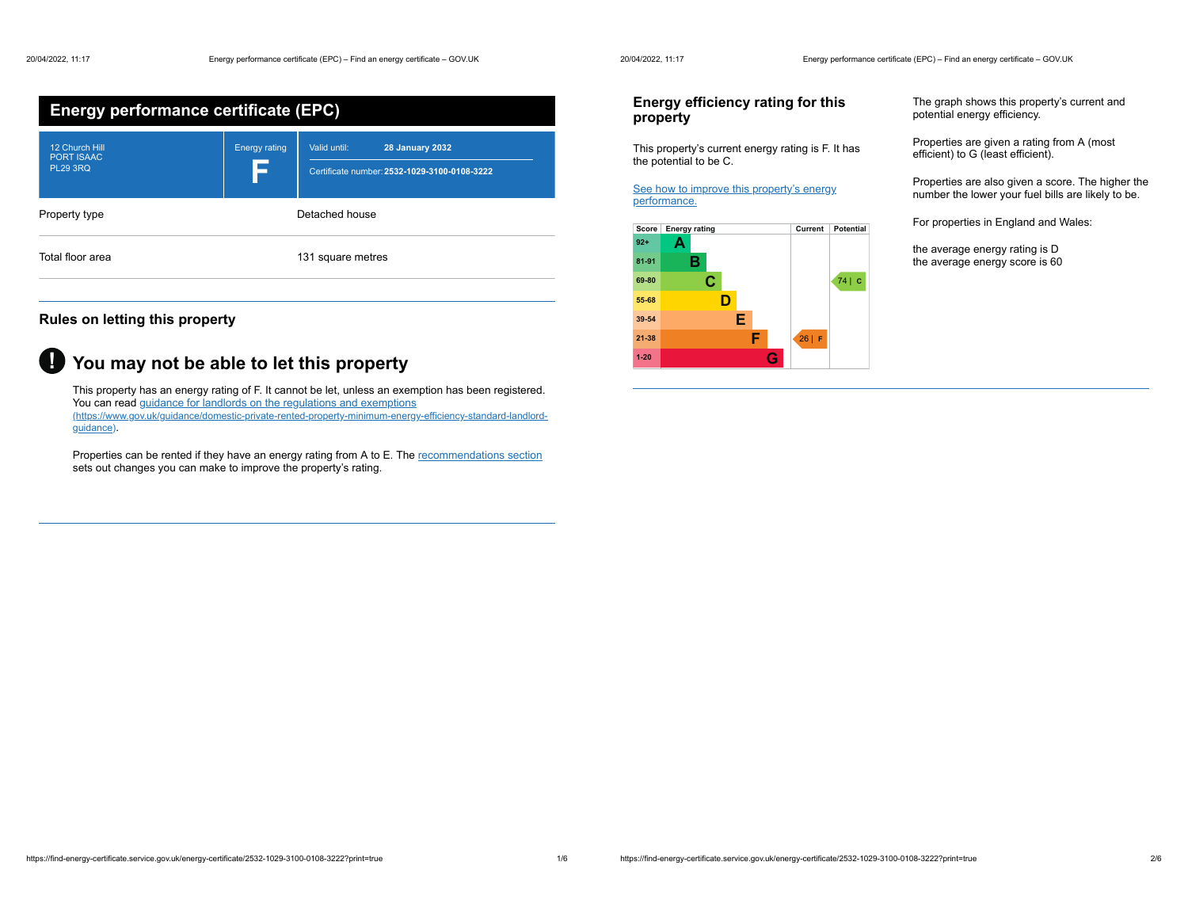# Energy performance certificate (EPC)

| 12 Church Hill<br>PORT ISAAC<br>PL29 3RQ | Energy rating<br>**F** | Valid until: **28 January 2032**<br>Certificate number: **2532-1029-3100-0108-3222** |
|---|---|---|

| Property type | Detached house |
|---|---|
| Total floor area | 131 square metres |

## Rules on letting this property

## You may not be able to let this property

This property has an energy rating of F. It cannot be let, unless an exemption has been registered. You can read [guidance for landlords on the regulations and exemptions (https://www.gov.uk/guidance/domestic-private-rented-property-minimum-energy-efficiency-standard-landlord-guidance)](https://www.gov.uk/guidance/domestic-private-rented-property-minimum-energy-efficiency-standard-landlord-guidance).

Properties can be rented if they have an energy rating from A to E. The recommendations section sets out changes you can make to improve the property's rating.

## Energy efficiency rating for this property

This property's current energy rating is F. It has the potential to be C.

See how to improve this property's energy performance.

| Score | Energy rating | Current | Potential |
|---|---|---|---|
| 92+ | A | | |
| 81-91 | B | | |
| 69-80 | C | | 74 \| C |
| 55-68 | D | | |
| 39-54 | E | | |
| 21-38 | F | 26 \| F | |
| 1-20 | G | | |

The graph shows this property's current and potential energy efficiency.

Properties are given a rating from A (most efficient) to G (least efficient).

Properties are also given a score. The higher the number the lower your fuel bills are likely to be.

For properties in England and Wales:

the average energy rating is D
the average energy score is 60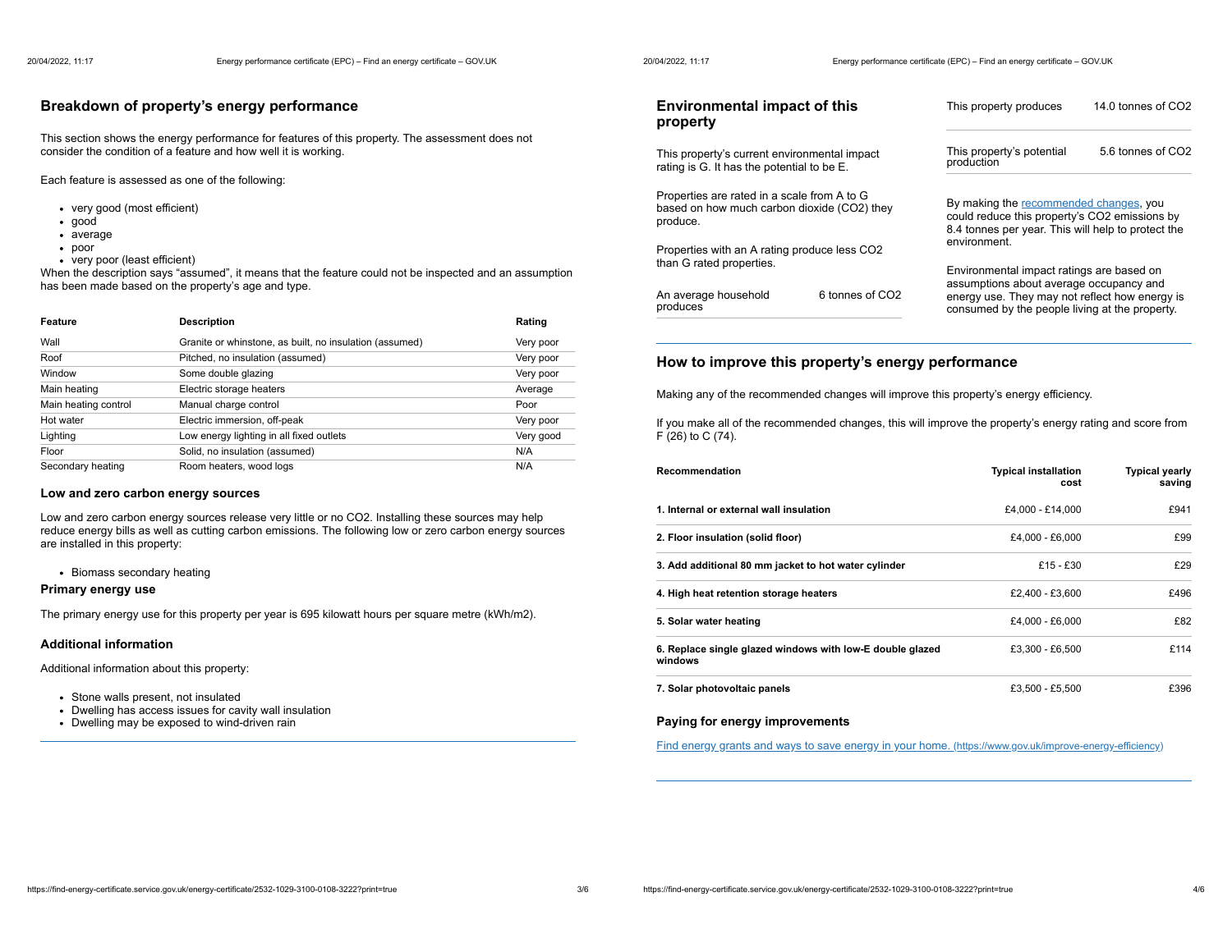## Breakdown of property's energy performance

This section shows the energy performance for features of this property. The assessment does not consider the condition of a feature and how well it is working.

Each feature is assessed as one of the following:

- very good (most efficient)
- good
- average
- poor
- very poor (least efficient)

When the description says "assumed", it means that the feature could not be inspected and an assumption has been made based on the property's age and type.

| Feature | Description | Rating |
| --- | --- | --- |
| Wall | Granite or whinstone, as built, no insulation (assumed) | Very poor |
| Roof | Pitched, no insulation (assumed) | Very poor |
| Window | Some double glazing | Very poor |
| Main heating | Electric storage heaters | Average |
| Main heating control | Manual charge control | Poor |
| Hot water | Electric immersion, off-peak | Very poor |
| Lighting | Low energy lighting in all fixed outlets | Very good |
| Floor | Solid, no insulation (assumed) | N/A |
| Secondary heating | Room heaters, wood logs | N/A |

### Low and zero carbon energy sources

Low and zero carbon energy sources release very little or no $CO_2$. Installing these sources may help reduce energy bills as well as cutting carbon emissions. The following low or zero carbon energy sources are installed in this property:

- Biomass secondary heating

### Primary energy use

The primary energy use for this property per year is 695 kilowatt hours per square metre (kWh/m2).

### Additional information

Additional information about this property:

- Stone walls present, not insulated
- Dwelling has access issues for cavity wall insulation
- Dwelling may be exposed to wind-driven rain

## Environmental impact of this property

This property's current environmental impact rating is G. It has the potential to be E.

Properties are rated in a scale from A to G based on how much carbon dioxide ($CO_2$) they produce.

Properties with an A rating produce less $CO_2$ than G rated properties.

| | |
| --- | --- |
| An average household produces | 6 tonnes of $CO_2$ |
| This property produces | 14.0 tonnes of $CO_2$ |
| This property's potential production | 5.6 tonnes of $CO_2$ |

By making the recommended changes, you could reduce this property's $CO_2$ emissions by 8.4 tonnes per year. This will help to protect the environment.

Environmental impact ratings are based on assumptions about average occupancy and energy use. They may not reflect how energy is consumed by the people living at the property.

## How to improve this property's energy performance

Making any of the recommended changes will improve this property's energy efficiency.

If you make all of the recommended changes, this will improve the property's energy rating and score from F (26) to C (74).

| Recommendation | Typical installation cost | Typical yearly saving |
| --- | --- | --- |
| **1. Internal or external wall insulation** | £4,000 - £14,000 | £941 |
| **2. Floor insulation (solid floor)** | £4,000 - £6,000 | £99 |
| **3. Add additional 80 mm jacket to hot water cylinder** | £15 - £30 | £29 |
| **4. High heat retention storage heaters** | £2,400 - £3,600 | £496 |
| **5. Solar water heating** | £4,000 - £6,000 | £82 |
| **6. Replace single glazed windows with low-E double glazed windows** | £3,300 - £6,500 | £114 |
| **7. Solar photovoltaic panels** | £3,500 - £5,500 | £396 |

### Paying for energy improvements

Find energy grants and ways to save energy in your home. (https://www.gov.uk/improve-energy-efficiency)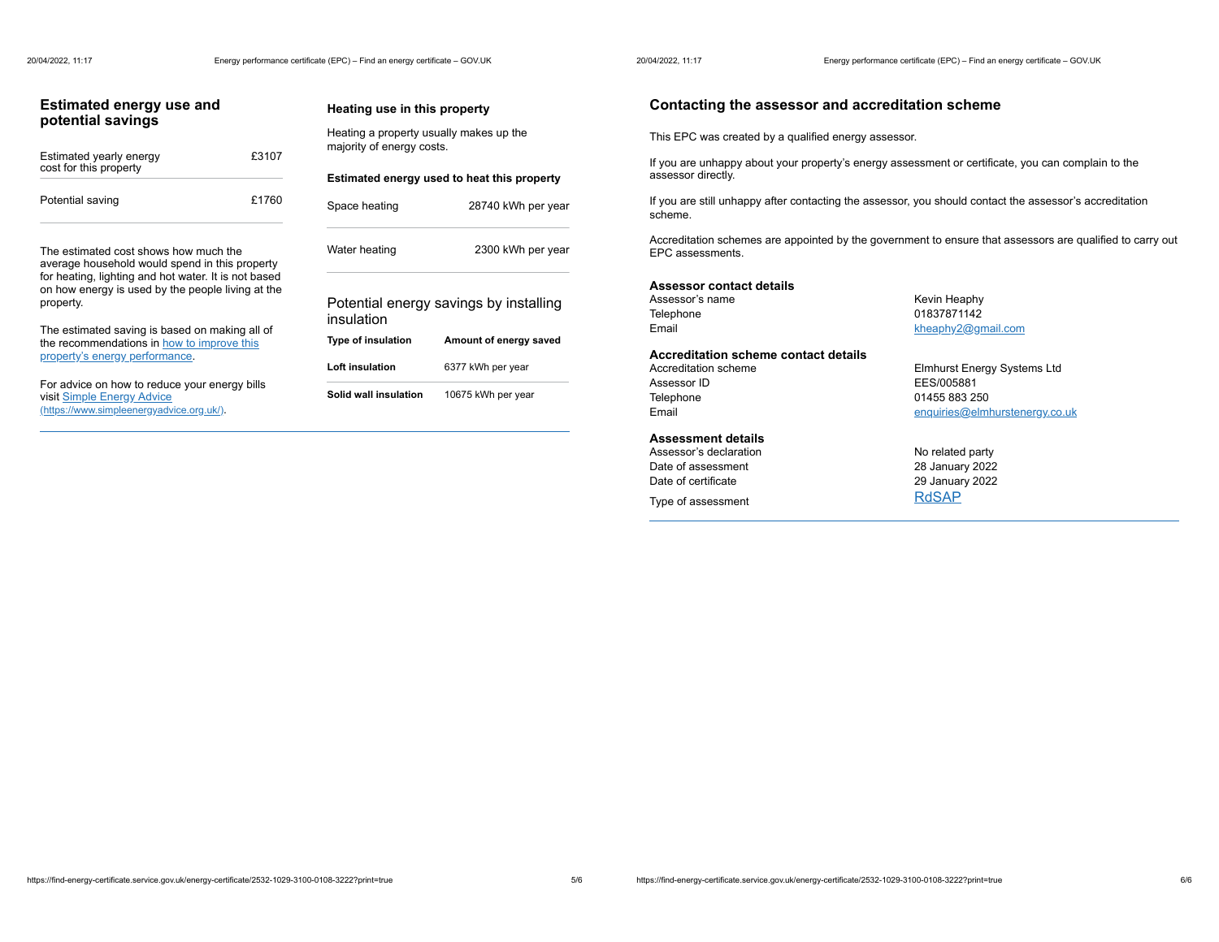## Estimated energy use and potential savings

| | |
|---|---|
| Estimated yearly energy cost for this property | £3107 |
| Potential saving | £1760 |

The estimated cost shows how much the average household would spend in this property for heating, lighting and hot water. It is not based on how energy is used by the people living at the property.

The estimated saving is based on making all of the recommendations in how to improve this property's energy performance.

For advice on how to reduce your energy bills visit Simple Energy Advice (https://www.simpleenergyadvice.org.uk/).

### Heating use in this property

Heating a property usually makes up the majority of energy costs.

**Estimated energy used to heat this property**

| | |
|---|---|
| Space heating | 28740 kWh per year |
| Water heating | 2300 kWh per year |

### Potential energy savings by installing insulation

| Type of insulation | Amount of energy saved |
|---|---|
| **Loft insulation** | 6377 kWh per year |
| **Solid wall insulation** | 10675 kWh per year |

## Contacting the assessor and accreditation scheme

This EPC was created by a qualified energy assessor.

If you are unhappy about your property's energy assessment or certificate, you can complain to the assessor directly.

If you are still unhappy after contacting the assessor, you should contact the assessor's accreditation scheme.

Accreditation schemes are appointed by the government to ensure that assessors are qualified to carry out EPC assessments.

### Assessor contact details

| | |
|---|---|
| Assessor's name | Kevin Heaphy |
| Telephone | 01837871142 |
| Email | kheaphy2@gmail.com |

### Accreditation scheme contact details

| | |
|---|---|
| Accreditation scheme | Elmhurst Energy Systems Ltd |
| Assessor ID | EES/005881 |
| Telephone | 01455 883 250 |
| Email | enquiries@elmhurstenergy.co.uk |

### Assessment details

| | |
|---|---|
| Assessor's declaration | No related party |
| Date of assessment | 28 January 2022 |
| Date of certificate | 29 January 2022 |
| Type of assessment | RdSAP |